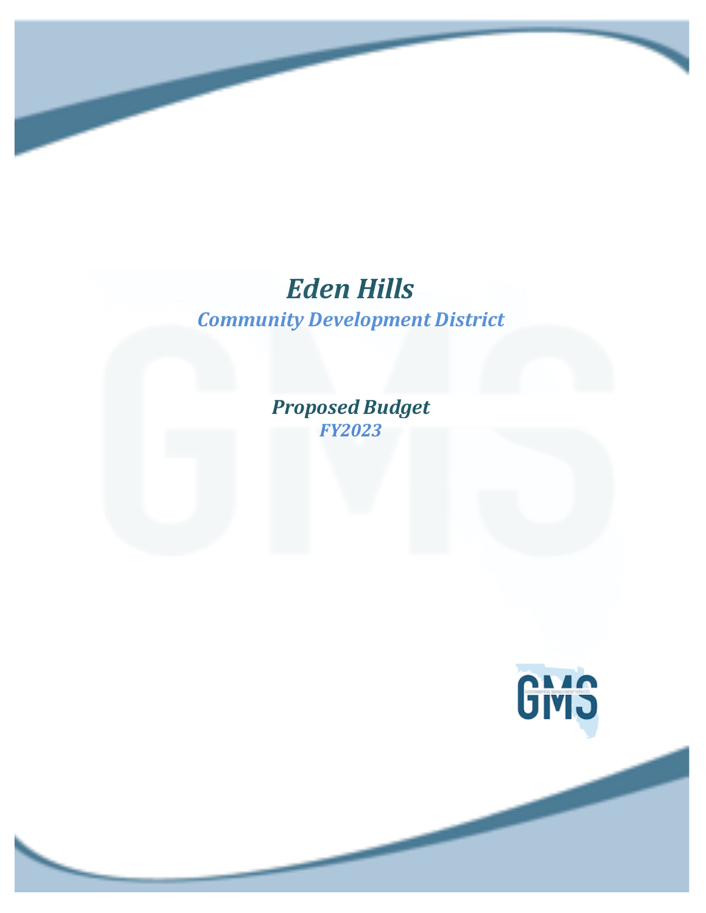# *Eden Hills*

## *Community Development District*

### *Proposed Budget*

### *FY2023*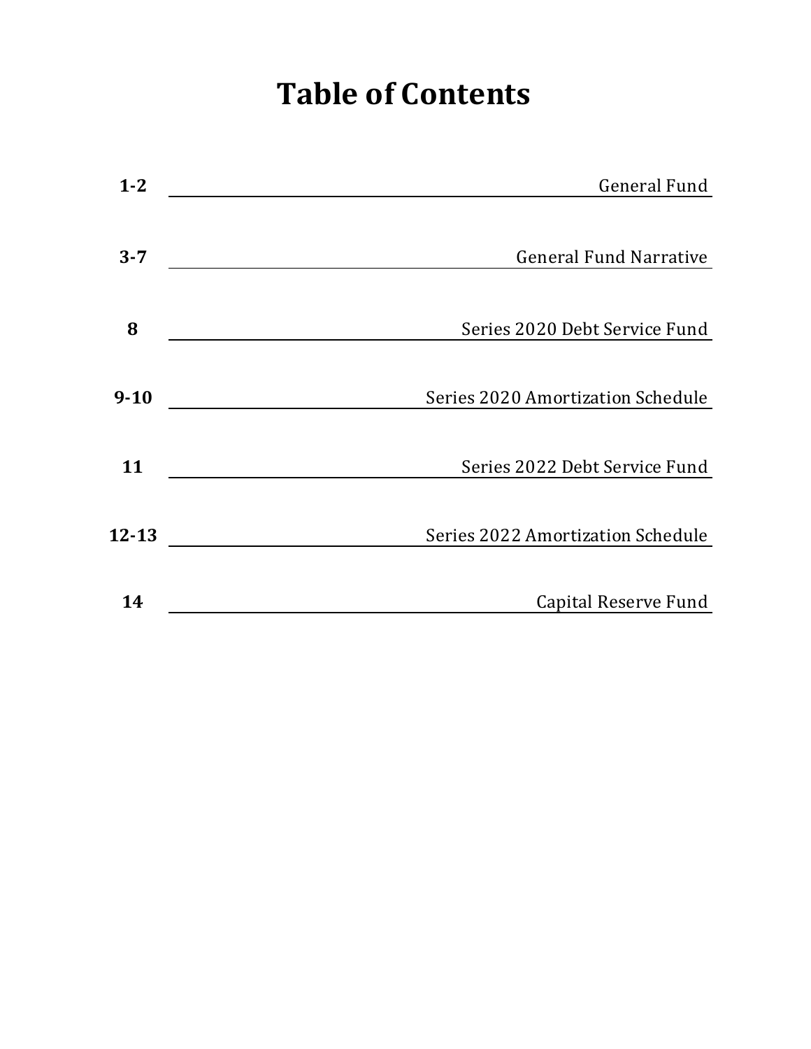# Table of Contents

| Page | Section |
|---|---|
| **1-2** | General Fund |
| **3-7** | General Fund Narrative |
| **8** | Series 2020 Debt Service Fund |
| **9-10** | Series 2020 Amortization Schedule |
| **11** | Series 2022 Debt Service Fund |
| **12-13** | Series 2022 Amortization Schedule |
| **14** | Capital Reserve Fund |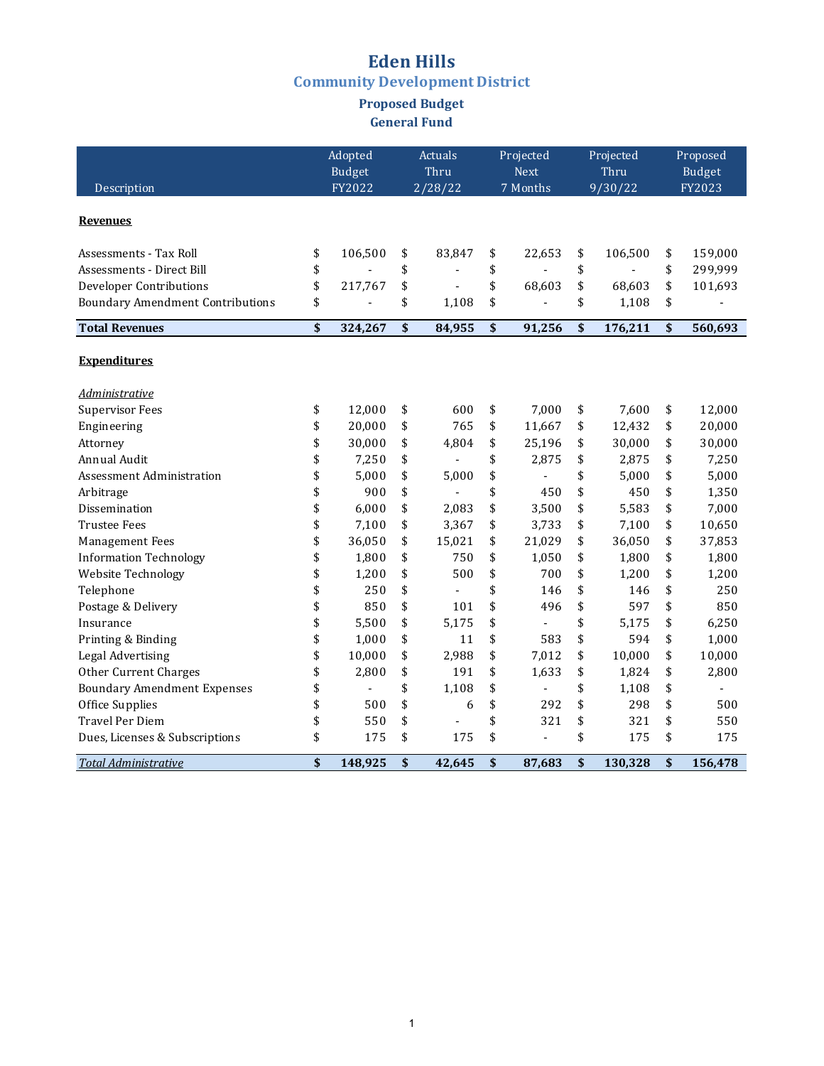# Eden Hills

## Community Development District

### Proposed Budget

### General Fund

| Description | Adopted Budget FY2022 | Actuals Thru 2/28/22 | Projected Next 7 Months | Projected Thru 9/30/22 | Proposed Budget FY2023 |
|---|---|---|---|---|---|
| **Revenues** | | | | | |
| Assessments - Tax Roll | $ 106,500 | $ 83,847 | $ 22,653 | $ 106,500 | $ 159,000 |
| Assessments - Direct Bill | $ - | $ - | $ - | $ - | $ 299,999 |
| Developer Contributions | $ 217,767 | $ - | $ 68,603 | $ 68,603 | $ 101,693 |
| Boundary Amendment Contributions | $ - | $ 1,108 | $ - | $ 1,108 | $ - |
| **Total Revenues** | **$ 324,267** | **$ 84,955** | **$ 91,256** | **$ 176,211** | **$ 560,693** |
| **Expenditures** | | | | | |
| *Administrative* | | | | | |
| Supervisor Fees | $ 12,000 | $ 600 | $ 7,000 | $ 7,600 | $ 12,000 |
| Engineering | $ 20,000 | $ 765 | $ 11,667 | $ 12,432 | $ 20,000 |
| Attorney | $ 30,000 | $ 4,804 | $ 25,196 | $ 30,000 | $ 30,000 |
| Annual Audit | $ 7,250 | $ - | $ 2,875 | $ 2,875 | $ 7,250 |
| Assessment Administration | $ 5,000 | $ 5,000 | $ - | $ 5,000 | $ 5,000 |
| Arbitrage | $ 900 | $ - | $ 450 | $ 450 | $ 1,350 |
| Dissemination | $ 6,000 | $ 2,083 | $ 3,500 | $ 5,583 | $ 7,000 |
| Trustee Fees | $ 7,100 | $ 3,367 | $ 3,733 | $ 7,100 | $ 10,650 |
| Management Fees | $ 36,050 | $ 15,021 | $ 21,029 | $ 36,050 | $ 37,853 |
| Information Technology | $ 1,800 | $ 750 | $ 1,050 | $ 1,800 | $ 1,800 |
| Website Technology | $ 1,200 | $ 500 | $ 700 | $ 1,200 | $ 1,200 |
| Telephone | $ 250 | $ - | $ 146 | $ 146 | $ 250 |
| Postage & Delivery | $ 850 | $ 101 | $ 496 | $ 597 | $ 850 |
| Insurance | $ 5,500 | $ 5,175 | $ - | $ 5,175 | $ 6,250 |
| Printing & Binding | $ 1,000 | $ 11 | $ 583 | $ 594 | $ 1,000 |
| Legal Advertising | $ 10,000 | $ 2,988 | $ 7,012 | $ 10,000 | $ 10,000 |
| Other Current Charges | $ 2,800 | $ 191 | $ 1,633 | $ 1,824 | $ 2,800 |
| Boundary Amendment Expenses | $ - | $ 1,108 | $ - | $ 1,108 | $ - |
| Office Supplies | $ 500 | $ 6 | $ 292 | $ 298 | $ 500 |
| Travel Per Diem | $ 550 | $ - | $ 321 | $ 321 | $ 550 |
| Dues, Licenses & Subscriptions | $ 175 | $ 175 | $ - | $ 175 | $ 175 |
| ***Total Administrative*** | **$ 148,925** | **$ 42,645** | **$ 87,683** | **$ 130,328** | **$ 156,478** |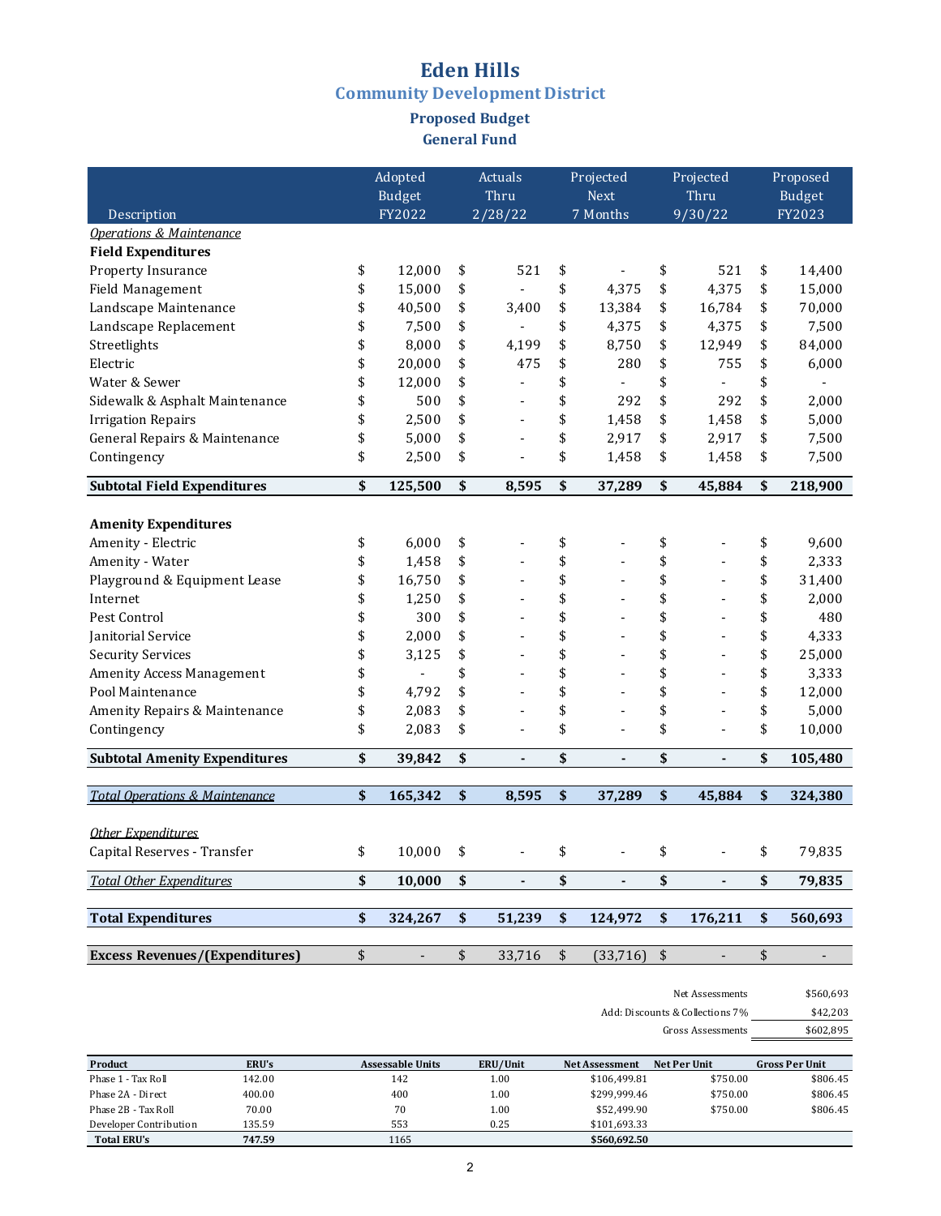# Eden Hills

## Community Development District

### Proposed Budget

### General Fund

| Description | Adopted Budget FY2022 | Actuals Thru 2/28/22 | Projected Next 7 Months | Projected Thru 9/30/22 | Proposed Budget FY2023 |
|---|---|---|---|---|---|
| *Operations & Maintenance* | | | | | |
| **Field Expenditures** | | | | | |
| Property Insurance | $ 12,000 | $ 521 | $ - | $ 521 | $ 14,400 |
| Field Management | $ 15,000 | $ - | $ 4,375 | $ 4,375 | $ 15,000 |
| Landscape Maintenance | $ 40,500 | $ 3,400 | $ 13,384 | $ 16,784 | $ 70,000 |
| Landscape Replacement | $ 7,500 | $ - | $ 4,375 | $ 4,375 | $ 7,500 |
| Streetlights | $ 8,000 | $ 4,199 | $ 8,750 | $ 12,949 | $ 84,000 |
| Electric | $ 20,000 | $ 475 | $ 280 | $ 755 | $ 6,000 |
| Water & Sewer | $ 12,000 | $ - | $ - | $ - | $ - |
| Sidewalk & Asphalt Maintenance | $ 500 | $ - | $ 292 | $ 292 | $ 2,000 |
| Irrigation Repairs | $ 2,500 | $ - | $ 1,458 | $ 1,458 | $ 5,000 |
| General Repairs & Maintenance | $ 5,000 | $ - | $ 2,917 | $ 2,917 | $ 7,500 |
| Contingency | $ 2,500 | $ - | $ 1,458 | $ 1,458 | $ 7,500 |
| **Subtotal Field Expenditures** | **$ 125,500** | **$ 8,595** | **$ 37,289** | **$ 45,884** | **$ 218,900** |
| | | | | | |
| **Amenity Expenditures** | | | | | |
| Amenity - Electric | $ 6,000 | $ - | $ - | $ - | $ 9,600 |
| Amenity - Water | $ 1,458 | $ - | $ - | $ - | $ 2,333 |
| Playground & Equipment Lease | $ 16,750 | $ - | $ - | $ - | $ 31,400 |
| Internet | $ 1,250 | $ - | $ - | $ - | $ 2,000 |
| Pest Control | $ 300 | $ - | $ - | $ - | $ 480 |
| Janitorial Service | $ 2,000 | $ - | $ - | $ - | $ 4,333 |
| Security Services | $ 3,125 | $ - | $ - | $ - | $ 25,000 |
| Amenity Access Management | $ - | $ - | $ - | $ - | $ 3,333 |
| Pool Maintenance | $ 4,792 | $ - | $ - | $ - | $ 12,000 |
| Amenity Repairs & Maintenance | $ 2,083 | $ - | $ - | $ - | $ 5,000 |
| Contingency | $ 2,083 | $ - | $ - | $ - | $ 10,000 |
| **Subtotal Amenity Expenditures** | **$ 39,842** | **$ -** | **$ -** | **$ -** | **$ 105,480** |
| | | | | | |
| ***Total Operations & Maintenance*** | **$ 165,342** | **$ 8,595** | **$ 37,289** | **$ 45,884** | **$ 324,380** |
| | | | | | |
| *Other Expenditures* | | | | | |
| Capital Reserves - Transfer | $ 10,000 | $ - | $ - | $ - | $ 79,835 |
| *Total Other Expenditures* | **$ 10,000** | **$ -** | **$ -** | **$ -** | **$ 79,835** |
| | | | | | |
| **Total Expenditures** | **$ 324,267** | **$ 51,239** | **$ 124,972** | **$ 176,211** | **$ 560,693** |
| | | | | | |
| **Excess Revenues/(Expenditures)** | $ - | $ 33,716 | $ (33,716) | $ - | $ - |

| | |
|---|---|
| Net Assessments | $560,693 |
| Add: Discounts & Collections 7% | $42,203 |
| Gross Assessments | $602,895 |

| Product | ERU's | Assessable Units | ERU/Unit | Net Assessment | Net Per Unit | Gross Per Unit |
|---|---|---|---|---|---|---|
| Phase 1 - Tax Roll | 142.00 | 142 | 1.00 | $106,499.81 | $750.00 | $806.45 |
| Phase 2A - Direct | 400.00 | 400 | 1.00 | $299,999.46 | $750.00 | $806.45 |
| Phase 2B - Tax Roll | 70.00 | 70 | 1.00 | $52,499.90 | $750.00 | $806.45 |
| Developer Contribution | 135.59 | 553 | 0.25 | $101,693.33 | | |
| **Total ERU's** | **747.59** | 1165 | | **$560,692.50** | | |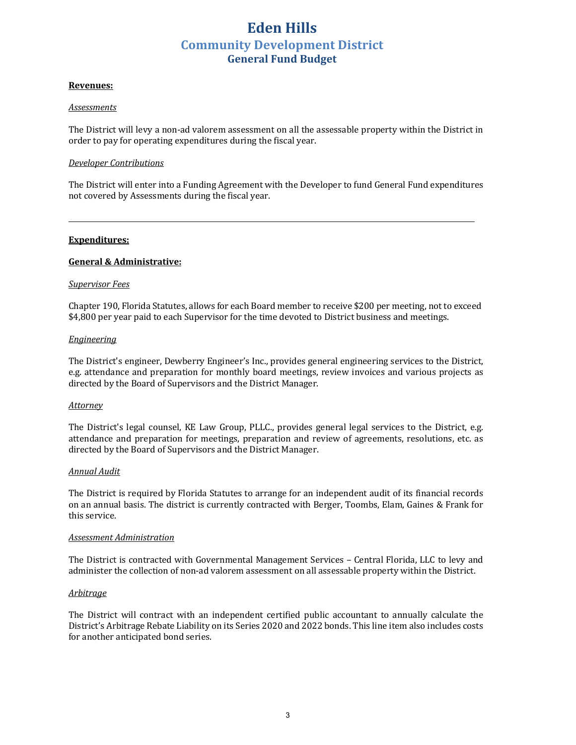# Eden Hills
## Community Development District
### General Fund Budget

**Revenues:**

*Assessments*

The District will levy a non-ad valorem assessment on all the assessable property within the District in order to pay for operating expenditures during the fiscal year.

*Developer Contributions*

The District will enter into a Funding Agreement with the Developer to fund General Fund expenditures not covered by Assessments during the fiscal year.

---

**Expenditures:**

**General & Administrative:**

*Supervisor Fees*

Chapter 190, Florida Statutes, allows for each Board member to receive $200 per meeting, not to exceed $4,800 per year paid to each Supervisor for the time devoted to District business and meetings.

*Engineering*

The District's engineer, Dewberry Engineer's Inc., provides general engineering services to the District, e.g. attendance and preparation for monthly board meetings, review invoices and various projects as directed by the Board of Supervisors and the District Manager.

*Attorney*

The District's legal counsel, KE Law Group, PLLC., provides general legal services to the District, e.g. attendance and preparation for meetings, preparation and review of agreements, resolutions, etc. as directed by the Board of Supervisors and the District Manager.

*Annual Audit*

The District is required by Florida Statutes to arrange for an independent audit of its financial records on an annual basis. The district is currently contracted with Berger, Toombs, Elam, Gaines & Frank for this service.

*Assessment Administration*

The District is contracted with Governmental Management Services – Central Florida, LLC to levy and administer the collection of non-ad valorem assessment on all assessable property within the District.

*Arbitrage*

The District will contract with an independent certified public accountant to annually calculate the District's Arbitrage Rebate Liability on its Series 2020 and 2022 bonds. This line item also includes costs for another anticipated bond series.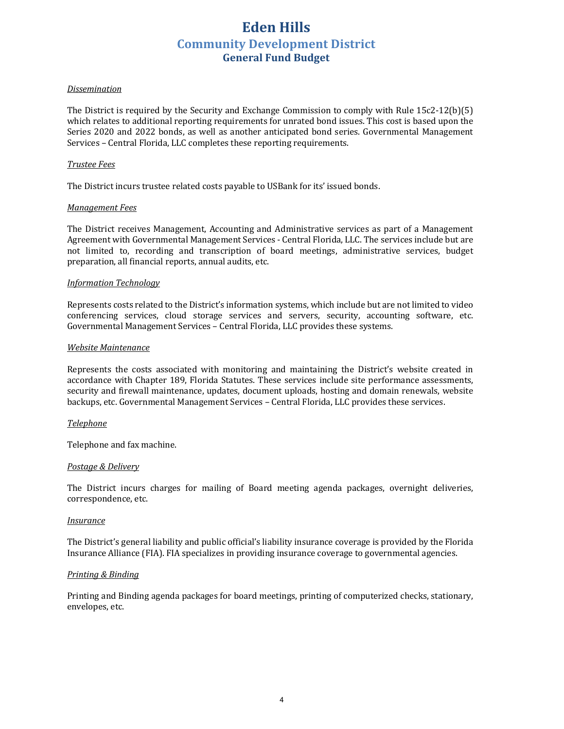# Eden Hills
## Community Development District
### General Fund Budget

*Dissemination*

The District is required by the Security and Exchange Commission to comply with Rule 15c2-12(b)(5) which relates to additional reporting requirements for unrated bond issues. This cost is based upon the Series 2020 and 2022 bonds, as well as another anticipated bond series. Governmental Management Services – Central Florida, LLC completes these reporting requirements.

*Trustee Fees*

The District incurs trustee related costs payable to USBank for its' issued bonds.

*Management Fees*

The District receives Management, Accounting and Administrative services as part of a Management Agreement with Governmental Management Services - Central Florida, LLC. The services include but are not limited to, recording and transcription of board meetings, administrative services, budget preparation, all financial reports, annual audits, etc.

*Information Technology*

Represents costs related to the District's information systems, which include but are not limited to video conferencing services, cloud storage services and servers, security, accounting software, etc. Governmental Management Services – Central Florida, LLC provides these systems.

*Website Maintenance*

Represents the costs associated with monitoring and maintaining the District's website created in accordance with Chapter 189, Florida Statutes. These services include site performance assessments, security and firewall maintenance, updates, document uploads, hosting and domain renewals, website backups, etc. Governmental Management Services – Central Florida, LLC provides these services.

*Telephone*

Telephone and fax machine.

*Postage & Delivery*

The District incurs charges for mailing of Board meeting agenda packages, overnight deliveries, correspondence, etc.

*Insurance*

The District's general liability and public official's liability insurance coverage is provided by the Florida Insurance Alliance (FIA). FIA specializes in providing insurance coverage to governmental agencies.

*Printing & Binding*

Printing and Binding agenda packages for board meetings, printing of computerized checks, stationary, envelopes, etc.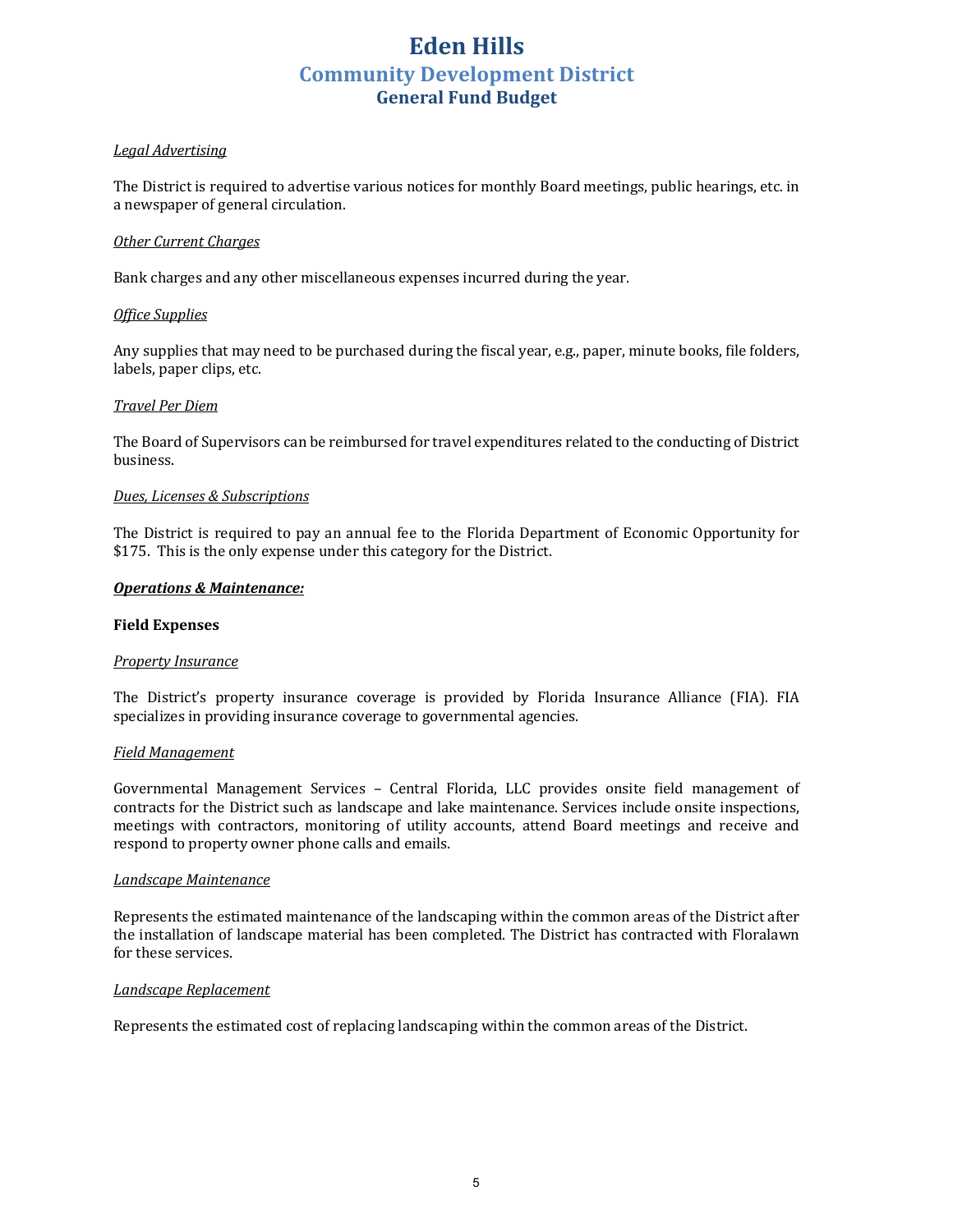# Eden Hills
## Community Development District
### General Fund Budget

*Legal Advertising*

The District is required to advertise various notices for monthly Board meetings, public hearings, etc. in a newspaper of general circulation.

*Other Current Charges*

Bank charges and any other miscellaneous expenses incurred during the year.

*Office Supplies*

Any supplies that may need to be purchased during the fiscal year, e.g., paper, minute books, file folders, labels, paper clips, etc.

*Travel Per Diem*

The Board of Supervisors can be reimbursed for travel expenditures related to the conducting of District business.

*Dues, Licenses & Subscriptions*

The District is required to pay an annual fee to the Florida Department of Economic Opportunity for $175. This is the only expense under this category for the District.

***Operations & Maintenance:***

**Field Expenses**

*Property Insurance*

The District's property insurance coverage is provided by Florida Insurance Alliance (FIA). FIA specializes in providing insurance coverage to governmental agencies.

*Field Management*

Governmental Management Services – Central Florida, LLC provides onsite field management of contracts for the District such as landscape and lake maintenance. Services include onsite inspections, meetings with contractors, monitoring of utility accounts, attend Board meetings and receive and respond to property owner phone calls and emails.

*Landscape Maintenance*

Represents the estimated maintenance of the landscaping within the common areas of the District after the installation of landscape material has been completed. The District has contracted with Floralawn for these services.

*Landscape Replacement*

Represents the estimated cost of replacing landscaping within the common areas of the District.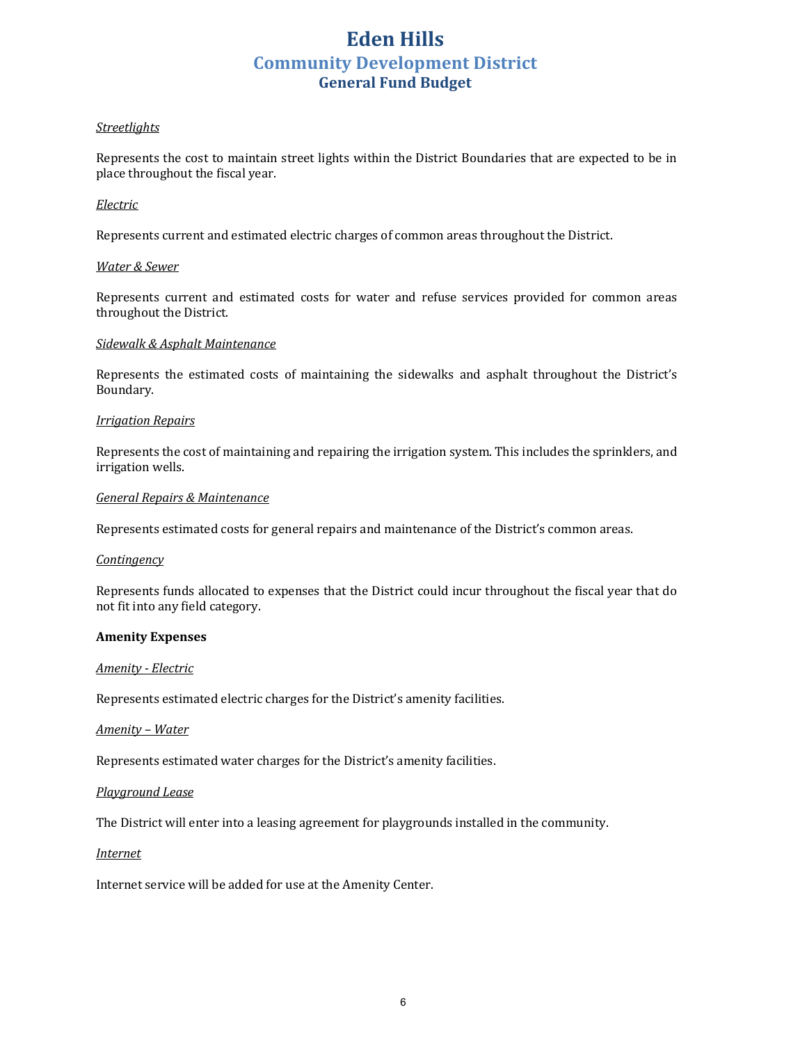# Eden Hills
## Community Development District
### General Fund Budget

*Streetlights*

Represents the cost to maintain street lights within the District Boundaries that are expected to be in place throughout the fiscal year.

*Electric*

Represents current and estimated electric charges of common areas throughout the District.

*Water & Sewer*

Represents current and estimated costs for water and refuse services provided for common areas throughout the District.

*Sidewalk & Asphalt Maintenance*

Represents the estimated costs of maintaining the sidewalks and asphalt throughout the District's Boundary.

*Irrigation Repairs*

Represents the cost of maintaining and repairing the irrigation system. This includes the sprinklers, and irrigation wells.

*General Repairs & Maintenance*

Represents estimated costs for general repairs and maintenance of the District's common areas.

*Contingency*

Represents funds allocated to expenses that the District could incur throughout the fiscal year that do not fit into any field category.

**Amenity Expenses**

*Amenity - Electric*

Represents estimated electric charges for the District's amenity facilities.

*Amenity – Water*

Represents estimated water charges for the District's amenity facilities.

*Playground Lease*

The District will enter into a leasing agreement for playgrounds installed in the community.

*Internet*

Internet service will be added for use at the Amenity Center.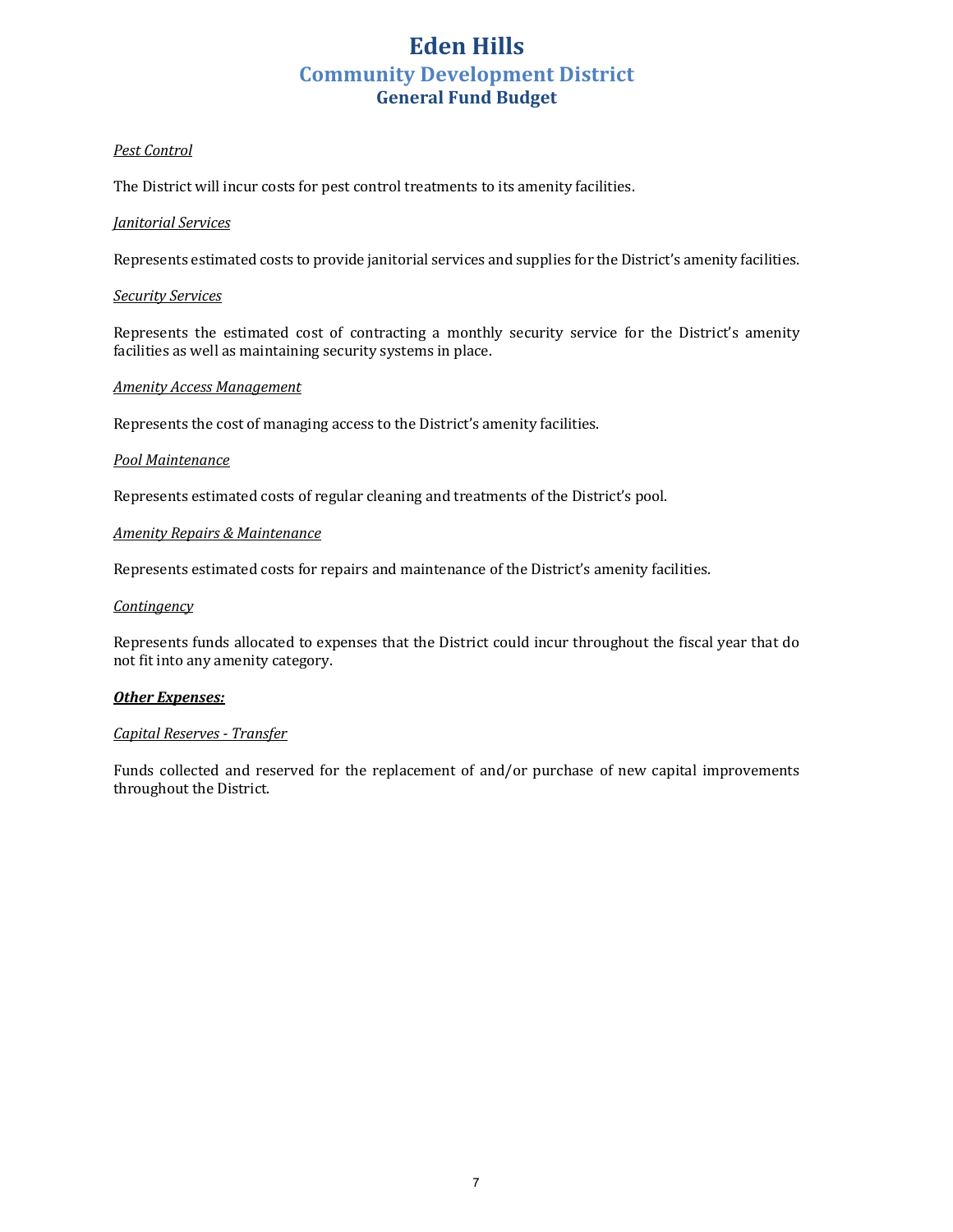# Eden Hills

## Community Development District

### General Fund Budget

*Pest Control*

The District will incur costs for pest control treatments to its amenity facilities.

*Janitorial Services*

Represents estimated costs to provide janitorial services and supplies for the District's amenity facilities.

*Security Services*

Represents the estimated cost of contracting a monthly security service for the District's amenity facilities as well as maintaining security systems in place.

*Amenity Access Management*

Represents the cost of managing access to the District's amenity facilities.

*Pool Maintenance*

Represents estimated costs of regular cleaning and treatments of the District's pool.

*Amenity Repairs & Maintenance*

Represents estimated costs for repairs and maintenance of the District's amenity facilities.

*Contingency*

Represents funds allocated to expenses that the District could incur throughout the fiscal year that do not fit into any amenity category.

***Other Expenses:***

*Capital Reserves - Transfer*

Funds collected and reserved for the replacement of and/or purchase of new capital improvements throughout the District.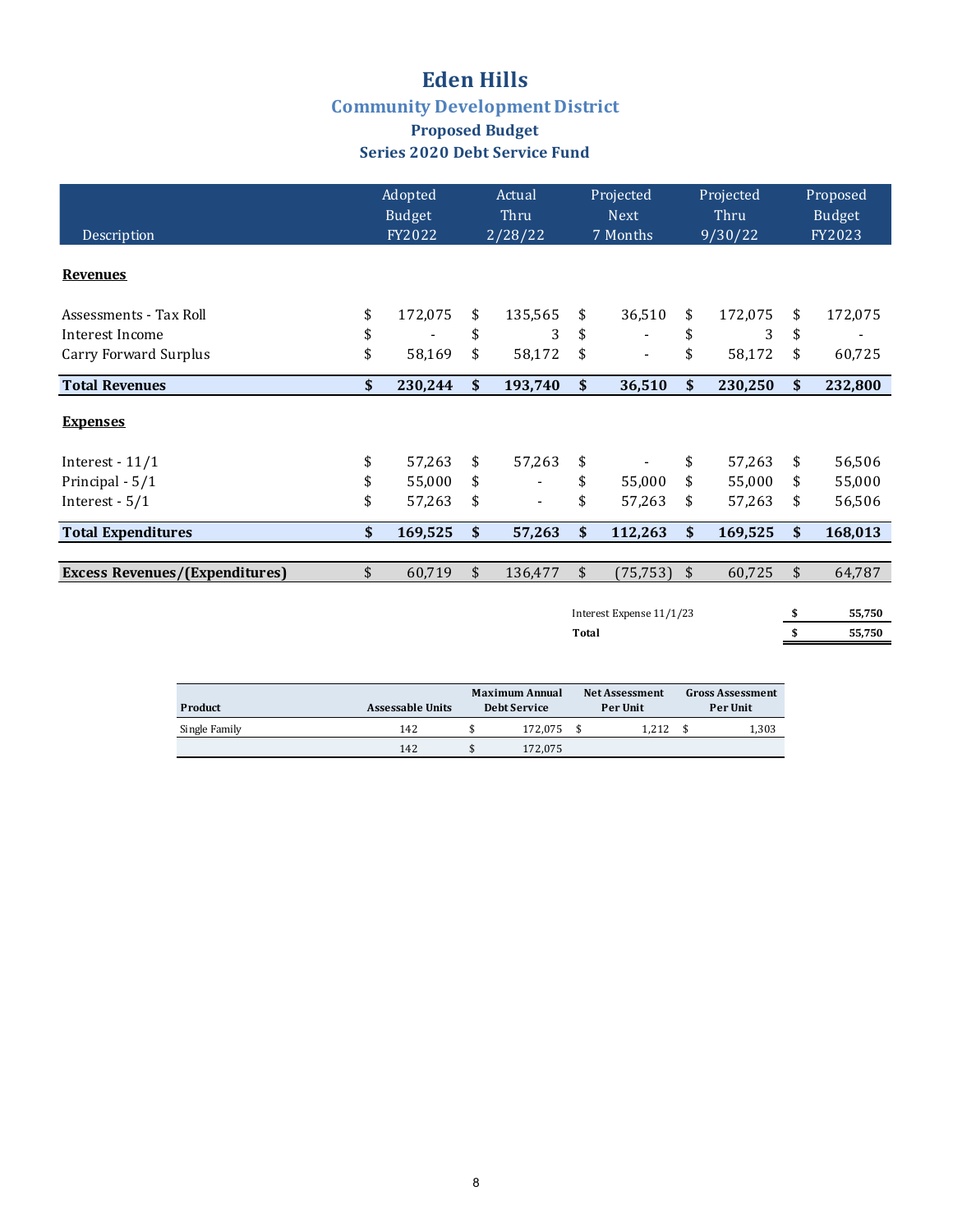# Eden Hills

## Community Development District

### Proposed Budget

### Series 2020 Debt Service Fund

| Description | Adopted Budget FY2022 | Actual Thru 2/28/22 | Projected Next 7 Months | Projected Thru 9/30/22 | Proposed Budget FY2023 |
|---|---|---|---|---|---|
| **Revenues** | | | | | |
| Assessments - Tax Roll | $ 172,075 | $ 135,565 | $ 36,510 | $ 172,075 | $ 172,075 |
| Interest Income | $ - | $ 3 | $ - | $ 3 | $ - |
| Carry Forward Surplus | $ 58,169 | $ 58,172 | $ - | $ 58,172 | $ 60,725 |
| **Total Revenues** | **$ 230,244** | **$ 193,740** | **$ 36,510** | **$ 230,250** | **$ 232,800** |
| **Expenses** | | | | | |
| Interest - 11/1 | $ 57,263 | $ 57,263 | $ - | $ 57,263 | $ 56,506 |
| Principal - 5/1 | $ 55,000 | $ - | $ 55,000 | $ 55,000 | $ 55,000 |
| Interest - 5/1 | $ 57,263 | $ - | $ 57,263 | $ 57,263 | $ 56,506 |
| **Total Expenditures** | **$ 169,525** | **$ 57,263** | **$ 112,263** | **$ 169,525** | **$ 168,013** |
| **Excess Revenues/(Expenditures)** | $ 60,719 | $ 136,477 | $ (75,753) | $ 60,725 | $ 64,787 |

| | |
|---|---|
| Interest Expense 11/1/23 | $ 55,750 |
| **Total** | **$ 55,750** |

| Product | Assessable Units | Maximum Annual Debt Service | Net Assessment Per Unit | Gross Assessment Per Unit |
|---|---|---|---|---|
| Single Family | 142 | $ 172,075 | $ 1,212 | $ 1,303 |
| | 142 | $ 172,075 | | |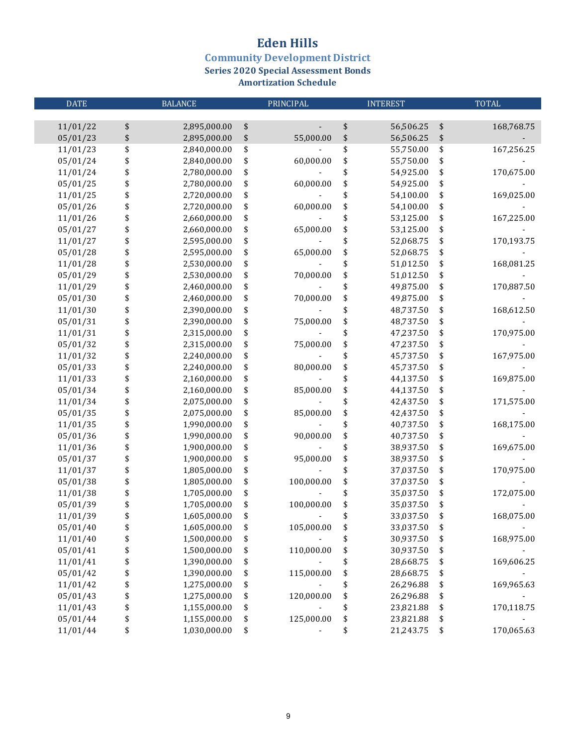# Eden Hills

## Community Development District

### Series 2020 Special Assessment Bonds

### Amortization Schedule

| DATE | BALANCE | PRINCIPAL | INTEREST | TOTAL |
|---|---|---|---|---|
| 11/01/22 | $ 2,895,000.00 | $ - | $ 56,506.25 | $ 168,768.75 |
| 05/01/23 | $ 2,895,000.00 | $ 55,000.00 | $ 56,506.25 | $ - |
| 11/01/23 | $ 2,840,000.00 | $ - | $ 55,750.00 | $ 167,256.25 |
| 05/01/24 | $ 2,840,000.00 | $ 60,000.00 | $ 55,750.00 | $ - |
| 11/01/24 | $ 2,780,000.00 | $ - | $ 54,925.00 | $ 170,675.00 |
| 05/01/25 | $ 2,780,000.00 | $ 60,000.00 | $ 54,925.00 | $ - |
| 11/01/25 | $ 2,720,000.00 | $ - | $ 54,100.00 | $ 169,025.00 |
| 05/01/26 | $ 2,720,000.00 | $ 60,000.00 | $ 54,100.00 | $ - |
| 11/01/26 | $ 2,660,000.00 | $ - | $ 53,125.00 | $ 167,225.00 |
| 05/01/27 | $ 2,660,000.00 | $ 65,000.00 | $ 53,125.00 | $ - |
| 11/01/27 | $ 2,595,000.00 | $ - | $ 52,068.75 | $ 170,193.75 |
| 05/01/28 | $ 2,595,000.00 | $ 65,000.00 | $ 52,068.75 | $ - |
| 11/01/28 | $ 2,530,000.00 | $ - | $ 51,012.50 | $ 168,081.25 |
| 05/01/29 | $ 2,530,000.00 | $ 70,000.00 | $ 51,012.50 | $ - |
| 11/01/29 | $ 2,460,000.00 | $ - | $ 49,875.00 | $ 170,887.50 |
| 05/01/30 | $ 2,460,000.00 | $ 70,000.00 | $ 49,875.00 | $ - |
| 11/01/30 | $ 2,390,000.00 | $ - | $ 48,737.50 | $ 168,612.50 |
| 05/01/31 | $ 2,390,000.00 | $ 75,000.00 | $ 48,737.50 | $ - |
| 11/01/31 | $ 2,315,000.00 | $ - | $ 47,237.50 | $ 170,975.00 |
| 05/01/32 | $ 2,315,000.00 | $ 75,000.00 | $ 47,237.50 | $ - |
| 11/01/32 | $ 2,240,000.00 | $ - | $ 45,737.50 | $ 167,975.00 |
| 05/01/33 | $ 2,240,000.00 | $ 80,000.00 | $ 45,737.50 | $ - |
| 11/01/33 | $ 2,160,000.00 | $ - | $ 44,137.50 | $ 169,875.00 |
| 05/01/34 | $ 2,160,000.00 | $ 85,000.00 | $ 44,137.50 | $ - |
| 11/01/34 | $ 2,075,000.00 | $ - | $ 42,437.50 | $ 171,575.00 |
| 05/01/35 | $ 2,075,000.00 | $ 85,000.00 | $ 42,437.50 | $ - |
| 11/01/35 | $ 1,990,000.00 | $ - | $ 40,737.50 | $ 168,175.00 |
| 05/01/36 | $ 1,990,000.00 | $ 90,000.00 | $ 40,737.50 | $ - |
| 11/01/36 | $ 1,900,000.00 | $ - | $ 38,937.50 | $ 169,675.00 |
| 05/01/37 | $ 1,900,000.00 | $ 95,000.00 | $ 38,937.50 | $ - |
| 11/01/37 | $ 1,805,000.00 | $ - | $ 37,037.50 | $ 170,975.00 |
| 05/01/38 | $ 1,805,000.00 | $ 100,000.00 | $ 37,037.50 | $ - |
| 11/01/38 | $ 1,705,000.00 | $ - | $ 35,037.50 | $ 172,075.00 |
| 05/01/39 | $ 1,705,000.00 | $ 100,000.00 | $ 35,037.50 | $ - |
| 11/01/39 | $ 1,605,000.00 | $ - | $ 33,037.50 | $ 168,075.00 |
| 05/01/40 | $ 1,605,000.00 | $ 105,000.00 | $ 33,037.50 | $ - |
| 11/01/40 | $ 1,500,000.00 | $ - | $ 30,937.50 | $ 168,975.00 |
| 05/01/41 | $ 1,500,000.00 | $ 110,000.00 | $ 30,937.50 | $ - |
| 11/01/41 | $ 1,390,000.00 | $ - | $ 28,668.75 | $ 169,606.25 |
| 05/01/42 | $ 1,390,000.00 | $ 115,000.00 | $ 28,668.75 | $ - |
| 11/01/42 | $ 1,275,000.00 | $ - | $ 26,296.88 | $ 169,965.63 |
| 05/01/43 | $ 1,275,000.00 | $ 120,000.00 | $ 26,296.88 | $ - |
| 11/01/43 | $ 1,155,000.00 | $ - | $ 23,821.88 | $ 170,118.75 |
| 05/01/44 | $ 1,155,000.00 | $ 125,000.00 | $ 23,821.88 | $ - |
| 11/01/44 | $ 1,030,000.00 | $ - | $ 21,243.75 | $ 170,065.63 |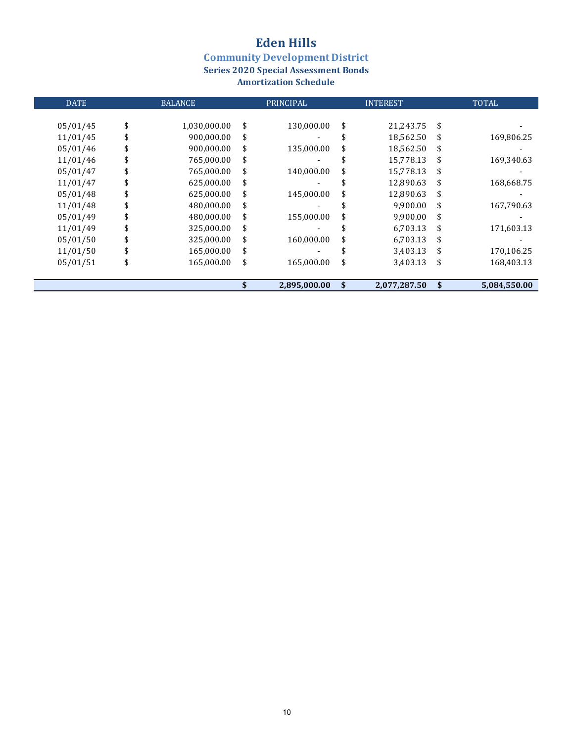# Eden Hills

## Community Development District

### Series 2020 Special Assessment Bonds

### Amortization Schedule

| DATE | BALANCE | PRINCIPAL | INTEREST | TOTAL |
|---|---|---|---|---|
| 05/01/45 | $ 1,030,000.00 | $ 130,000.00 | $ 21,243.75 | $ - |
| 11/01/45 | $ 900,000.00 | $ - | $ 18,562.50 | $ 169,806.25 |
| 05/01/46 | $ 900,000.00 | $ 135,000.00 | $ 18,562.50 | $ - |
| 11/01/46 | $ 765,000.00 | $ - | $ 15,778.13 | $ 169,340.63 |
| 05/01/47 | $ 765,000.00 | $ 140,000.00 | $ 15,778.13 | $ - |
| 11/01/47 | $ 625,000.00 | $ - | $ 12,890.63 | $ 168,668.75 |
| 05/01/48 | $ 625,000.00 | $ 145,000.00 | $ 12,890.63 | $ - |
| 11/01/48 | $ 480,000.00 | $ - | $ 9,900.00 | $ 167,790.63 |
| 05/01/49 | $ 480,000.00 | $ 155,000.00 | $ 9,900.00 | $ - |
| 11/01/49 | $ 325,000.00 | $ - | $ 6,703.13 | $ 171,603.13 |
| 05/01/50 | $ 325,000.00 | $ 160,000.00 | $ 6,703.13 | $ - |
| 11/01/50 | $ 165,000.00 | $ - | $ 3,403.13 | $ 170,106.25 |
| 05/01/51 | $ 165,000.00 | $ 165,000.00 | $ 3,403.13 | $ 168,403.13 |
| | | **$ 2,895,000.00** | **$ 2,077,287.50** | **$ 5,084,550.00** |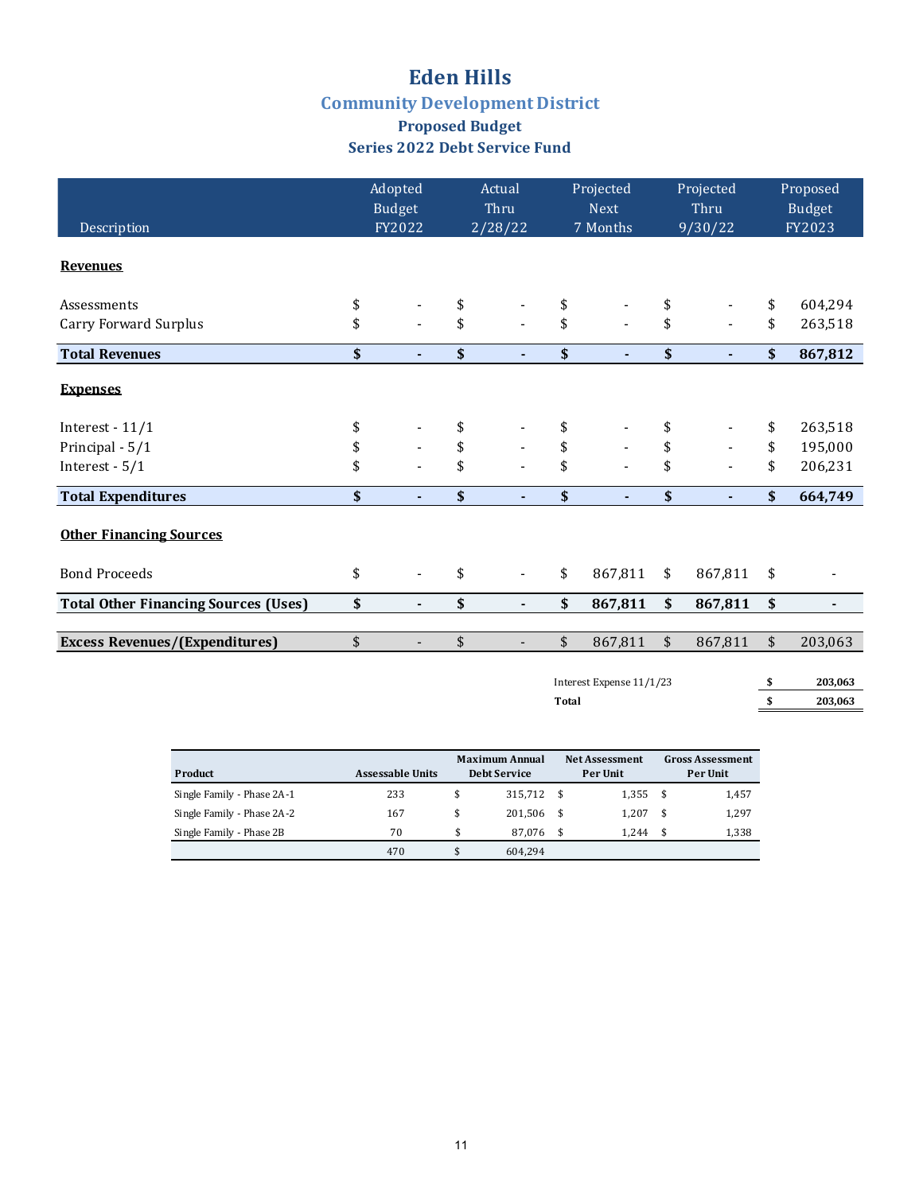# Eden Hills

## Community Development District

### Proposed Budget

### Series 2022 Debt Service Fund

| Description | Adopted Budget FY2022 | Actual Thru 2/28/22 | Projected Next 7 Months | Projected Thru 9/30/22 | Proposed Budget FY2023 |
|---|---|---|---|---|---|
| **Revenues** | | | | | |
| Assessments | $ - | $ - | $ - | $ - | $ 604,294 |
| Carry Forward Surplus | $ - | $ - | $ - | $ - | $ 263,518 |
| **Total Revenues** | **$ -** | **$ -** | **$ -** | **$ -** | **$ 867,812** |
| **Expenses** | | | | | |
| Interest - 11/1 | $ - | $ - | $ - | $ - | $ 263,518 |
| Principal - 5/1 | $ - | $ - | $ - | $ - | $ 195,000 |
| Interest - 5/1 | $ - | $ - | $ - | $ - | $ 206,231 |
| **Total Expenditures** | **$ -** | **$ -** | **$ -** | **$ -** | **$ 664,749** |
| **Other Financing Sources** | | | | | |
| Bond Proceeds | $ - | $ - | $ 867,811 | $ 867,811 | $ - |
| **Total Other Financing Sources (Uses)** | **$ -** | **$ -** | **$ 867,811** | **$ 867,811** | **$ -** |
| **Excess Revenues/(Expenditures)** | $ - | $ - | $ 867,811 | $ 867,811 | $ 203,063 |

| | |
|---|---|
| Interest Expense 11/1/23 | **$ 203,063** |
| **Total** | **$ 203,063** |

| Product | Assessable Units | Maximum Annual Debt Service | Net Assessment Per Unit | Gross Assessment Per Unit |
|---|---|---|---|---|
| Single Family - Phase 2A-1 | 233 | $ 315,712 | $ 1,355 | $ 1,457 |
| Single Family - Phase 2A-2 | 167 | $ 201,506 | $ 1,207 | $ 1,297 |
| Single Family - Phase 2B | 70 | $ 87,076 | $ 1,244 | $ 1,338 |
| | 470 | $ 604,294 | | |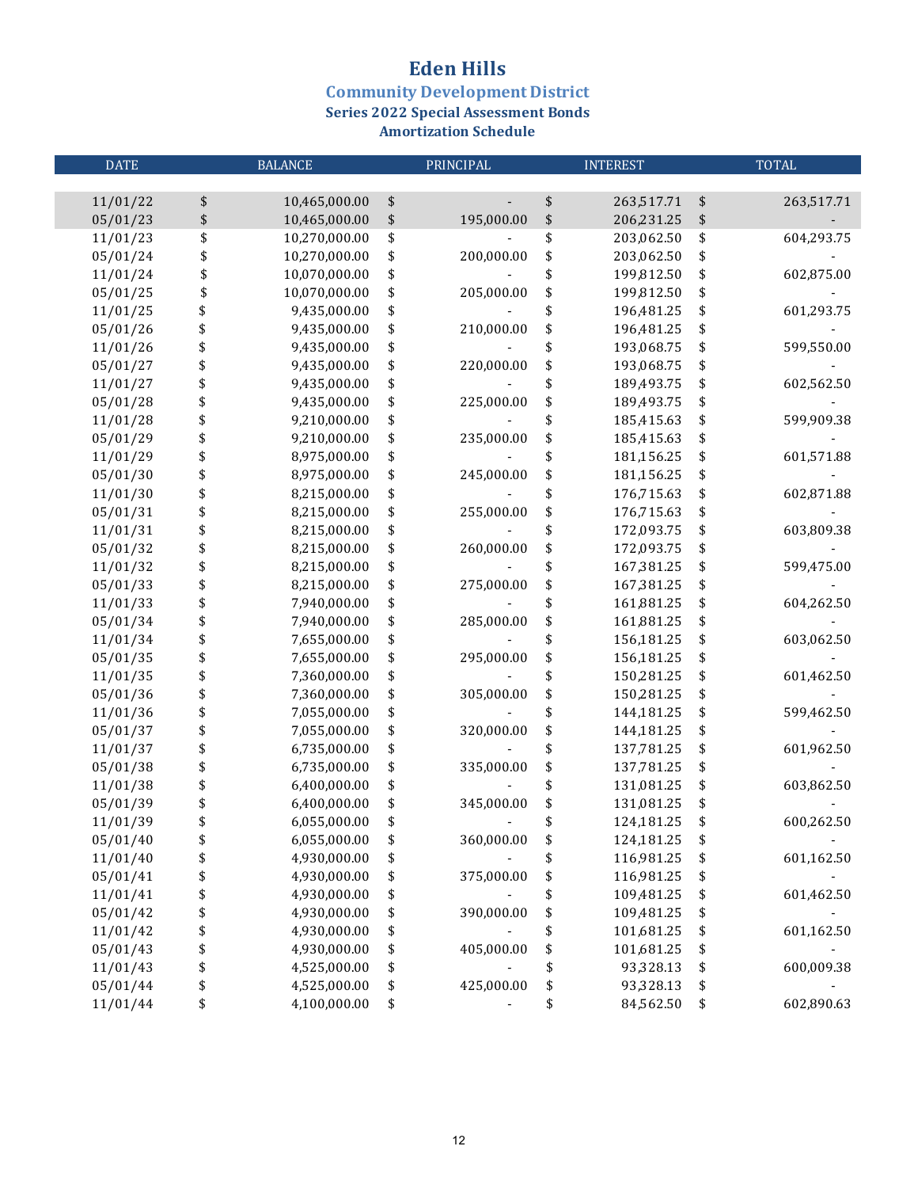# Eden Hills

## Community Development District

### Series 2022 Special Assessment Bonds

### Amortization Schedule

| DATE | BALANCE | PRINCIPAL | INTEREST | TOTAL |
|---|---|---|---|---|
| 11/01/22 | $ 10,465,000.00 | $ - | $ 263,517.71 | $ 263,517.71 |
| 05/01/23 | $ 10,465,000.00 | $ 195,000.00 | $ 206,231.25 | $ - |
| 11/01/23 | $ 10,270,000.00 | $ - | $ 203,062.50 | $ 604,293.75 |
| 05/01/24 | $ 10,270,000.00 | $ 200,000.00 | $ 203,062.50 | $ - |
| 11/01/24 | $ 10,070,000.00 | $ - | $ 199,812.50 | $ 602,875.00 |
| 05/01/25 | $ 10,070,000.00 | $ 205,000.00 | $ 199,812.50 | $ - |
| 11/01/25 | $ 9,435,000.00 | $ - | $ 196,481.25 | $ 601,293.75 |
| 05/01/26 | $ 9,435,000.00 | $ 210,000.00 | $ 196,481.25 | $ - |
| 11/01/26 | $ 9,435,000.00 | $ - | $ 193,068.75 | $ 599,550.00 |
| 05/01/27 | $ 9,435,000.00 | $ 220,000.00 | $ 193,068.75 | $ - |
| 11/01/27 | $ 9,435,000.00 | $ - | $ 189,493.75 | $ 602,562.50 |
| 05/01/28 | $ 9,435,000.00 | $ 225,000.00 | $ 189,493.75 | $ - |
| 11/01/28 | $ 9,210,000.00 | $ - | $ 185,415.63 | $ 599,909.38 |
| 05/01/29 | $ 9,210,000.00 | $ 235,000.00 | $ 185,415.63 | $ - |
| 11/01/29 | $ 8,975,000.00 | $ - | $ 181,156.25 | $ 601,571.88 |
| 05/01/30 | $ 8,975,000.00 | $ 245,000.00 | $ 181,156.25 | $ - |
| 11/01/30 | $ 8,215,000.00 | $ - | $ 176,715.63 | $ 602,871.88 |
| 05/01/31 | $ 8,215,000.00 | $ 255,000.00 | $ 176,715.63 | $ - |
| 11/01/31 | $ 8,215,000.00 | $ - | $ 172,093.75 | $ 603,809.38 |
| 05/01/32 | $ 8,215,000.00 | $ 260,000.00 | $ 172,093.75 | $ - |
| 11/01/32 | $ 8,215,000.00 | $ - | $ 167,381.25 | $ 599,475.00 |
| 05/01/33 | $ 8,215,000.00 | $ 275,000.00 | $ 167,381.25 | $ - |
| 11/01/33 | $ 7,940,000.00 | $ - | $ 161,881.25 | $ 604,262.50 |
| 05/01/34 | $ 7,940,000.00 | $ 285,000.00 | $ 161,881.25 | $ - |
| 11/01/34 | $ 7,655,000.00 | $ - | $ 156,181.25 | $ 603,062.50 |
| 05/01/35 | $ 7,655,000.00 | $ 295,000.00 | $ 156,181.25 | $ - |
| 11/01/35 | $ 7,360,000.00 | $ - | $ 150,281.25 | $ 601,462.50 |
| 05/01/36 | $ 7,360,000.00 | $ 305,000.00 | $ 150,281.25 | $ - |
| 11/01/36 | $ 7,055,000.00 | $ - | $ 144,181.25 | $ 599,462.50 |
| 05/01/37 | $ 7,055,000.00 | $ 320,000.00 | $ 144,181.25 | $ - |
| 11/01/37 | $ 6,735,000.00 | $ - | $ 137,781.25 | $ 601,962.50 |
| 05/01/38 | $ 6,735,000.00 | $ 335,000.00 | $ 137,781.25 | $ - |
| 11/01/38 | $ 6,400,000.00 | $ - | $ 131,081.25 | $ 603,862.50 |
| 05/01/39 | $ 6,400,000.00 | $ 345,000.00 | $ 131,081.25 | $ - |
| 11/01/39 | $ 6,055,000.00 | $ - | $ 124,181.25 | $ 600,262.50 |
| 05/01/40 | $ 6,055,000.00 | $ 360,000.00 | $ 124,181.25 | $ - |
| 11/01/40 | $ 4,930,000.00 | $ - | $ 116,981.25 | $ 601,162.50 |
| 05/01/41 | $ 4,930,000.00 | $ 375,000.00 | $ 116,981.25 | $ - |
| 11/01/41 | $ 4,930,000.00 | $ - | $ 109,481.25 | $ 601,462.50 |
| 05/01/42 | $ 4,930,000.00 | $ 390,000.00 | $ 109,481.25 | $ - |
| 11/01/42 | $ 4,930,000.00 | $ - | $ 101,681.25 | $ 601,162.50 |
| 05/01/43 | $ 4,930,000.00 | $ 405,000.00 | $ 101,681.25 | $ - |
| 11/01/43 | $ 4,525,000.00 | $ - | $ 93,328.13 | $ 600,009.38 |
| 05/01/44 | $ 4,525,000.00 | $ 425,000.00 | $ 93,328.13 | $ - |
| 11/01/44 | $ 4,100,000.00 | $ - | $ 84,562.50 | $ 602,890.63 |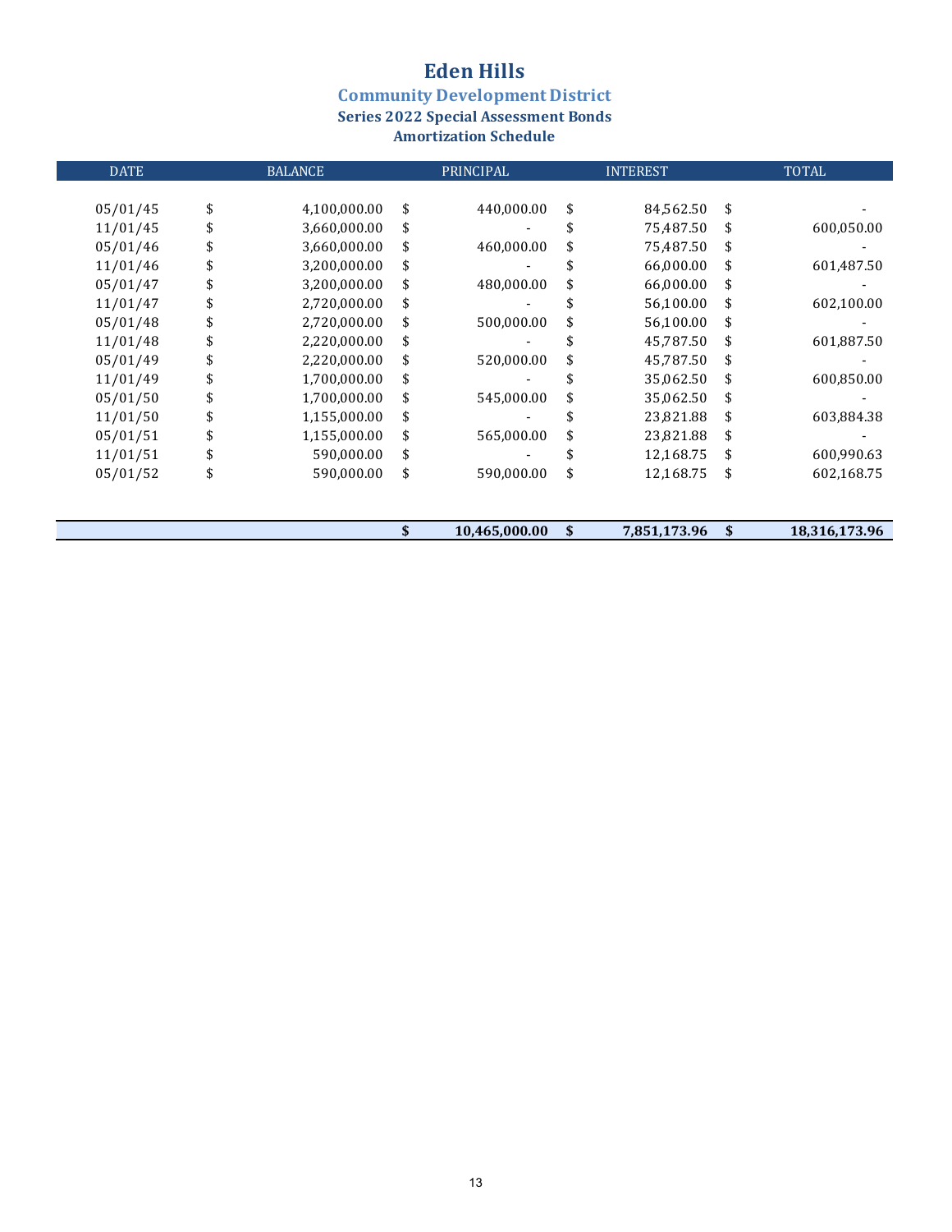# Eden Hills

## Community Development District

### Series 2022 Special Assessment Bonds

### Amortization Schedule

| DATE | BALANCE | PRINCIPAL | INTEREST | TOTAL |
|---|---|---|---|---|
| 05/01/45 | $ 4,100,000.00 | $ 440,000.00 | $ 84,562.50 | $ - |
| 11/01/45 | $ 3,660,000.00 | $ - | $ 75,487.50 | $ 600,050.00 |
| 05/01/46 | $ 3,660,000.00 | $ 460,000.00 | $ 75,487.50 | $ - |
| 11/01/46 | $ 3,200,000.00 | $ - | $ 66,000.00 | $ 601,487.50 |
| 05/01/47 | $ 3,200,000.00 | $ 480,000.00 | $ 66,000.00 | $ - |
| 11/01/47 | $ 2,720,000.00 | $ - | $ 56,100.00 | $ 602,100.00 |
| 05/01/48 | $ 2,720,000.00 | $ 500,000.00 | $ 56,100.00 | $ - |
| 11/01/48 | $ 2,220,000.00 | $ - | $ 45,787.50 | $ 601,887.50 |
| 05/01/49 | $ 2,220,000.00 | $ 520,000.00 | $ 45,787.50 | $ - |
| 11/01/49 | $ 1,700,000.00 | $ - | $ 35,062.50 | $ 600,850.00 |
| 05/01/50 | $ 1,700,000.00 | $ 545,000.00 | $ 35,062.50 | $ - |
| 11/01/50 | $ 1,155,000.00 | $ - | $ 23,821.88 | $ 603,884.38 |
| 05/01/51 | $ 1,155,000.00 | $ 565,000.00 | $ 23,821.88 | $ - |
| 11/01/51 | $ 590,000.00 | $ - | $ 12,168.75 | $ 600,990.63 |
| 05/01/52 | $ 590,000.00 | $ 590,000.00 | $ 12,168.75 | $ 602,168.75 |
| | | **$ 10,465,000.00** | **$ 7,851,173.96** | **$ 18,316,173.96** |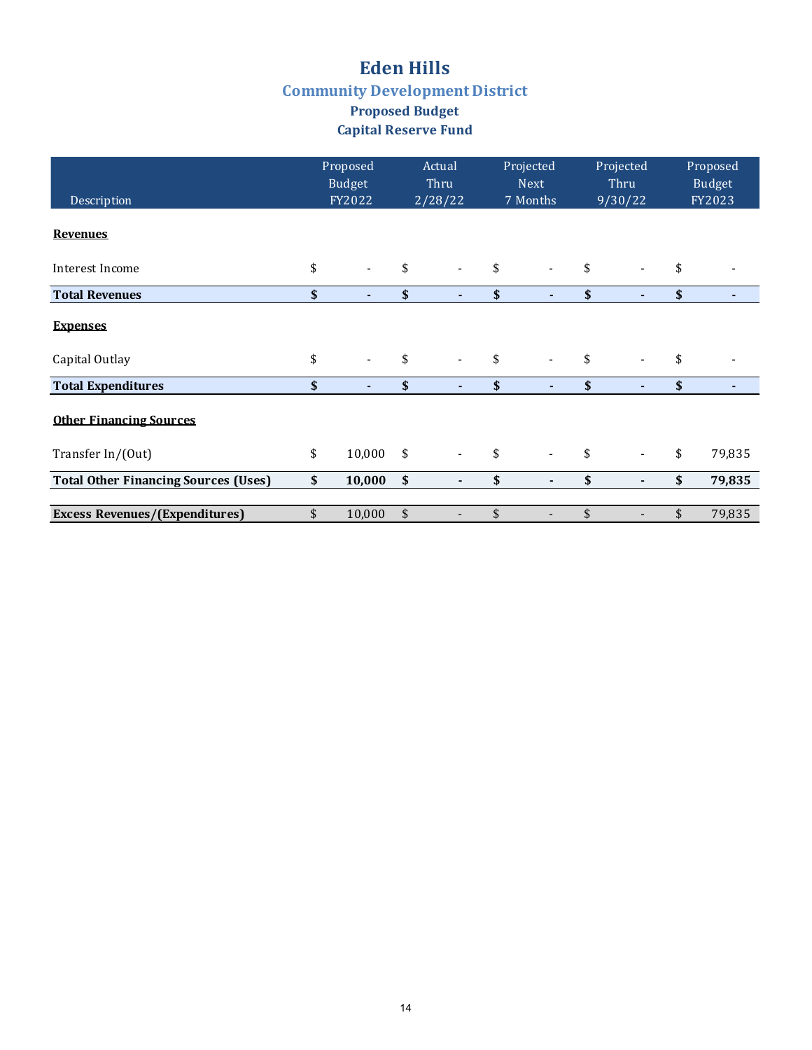# Eden Hills

## Community Development District

### Proposed Budget

### Capital Reserve Fund

| Description | Proposed Budget FY2022 | Actual Thru 2/28/22 | Projected Next 7 Months | Projected Thru 9/30/22 | Proposed Budget FY2023 |
|---|---|---|---|---|---|
| **Revenues** | | | | | |
| Interest Income | $ - | $ - | $ - | $ - | $ - |
| **Total Revenues** | **$ -** | **$ -** | **$ -** | **$ -** | **$ -** |
| **Expenses** | | | | | |
| Capital Outlay | $ - | $ - | $ - | $ - | $ - |
| **Total Expenditures** | **$ -** | **$ -** | **$ -** | **$ -** | **$ -** |
| **Other Financing Sources** | | | | | |
| Transfer In/(Out) | $ 10,000 | $ - | $ - | $ - | $ 79,835 |
| **Total Other Financing Sources (Uses)** | **$ 10,000** | **$ -** | **$ -** | **$ -** | **$ 79,835** |
| **Excess Revenues/(Expenditures)** | $ 10,000 | $ - | $ - | $ - | $ 79,835 |